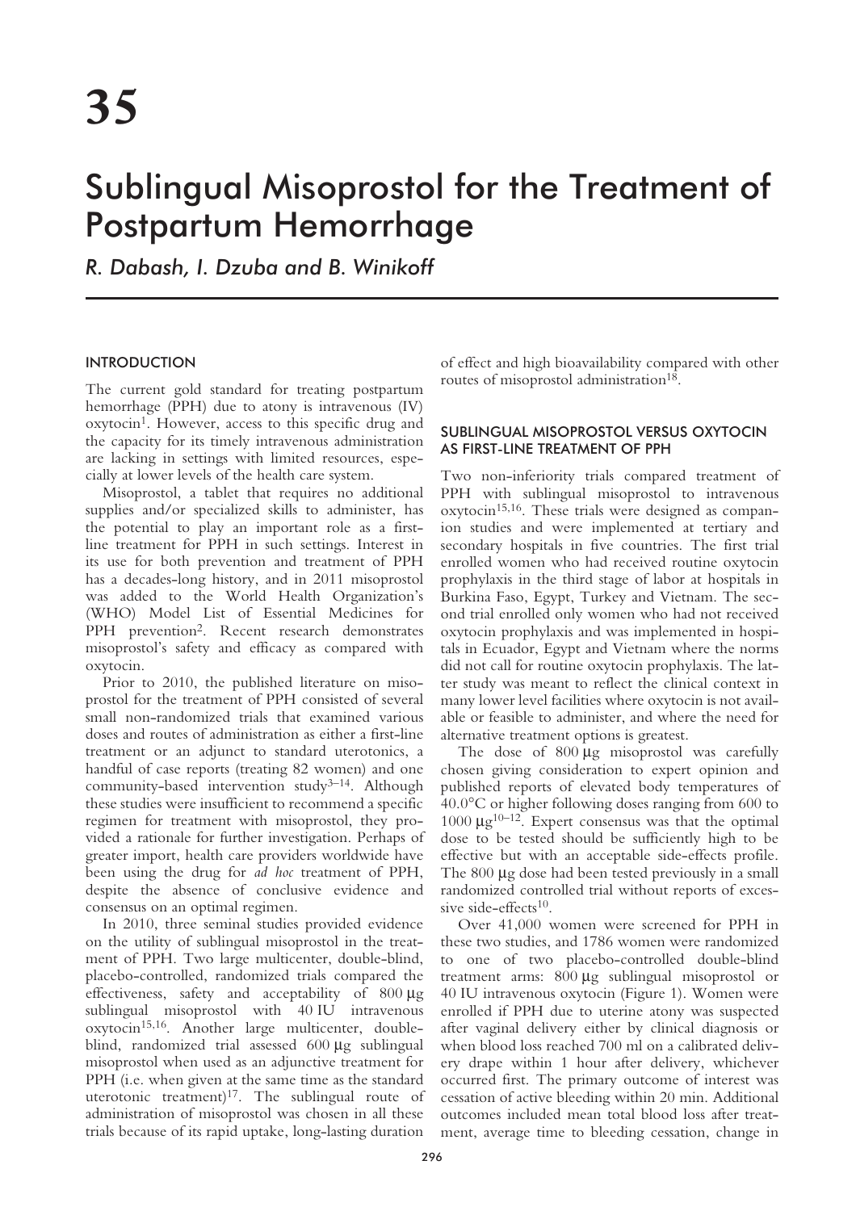# 35

# Sublingual Misoprostol for the Treatment of Postpartum Hemorrhage

*R. Dabash, I. Dzuba and B. Winikoff*

## INTRODUCTION

The current gold standard for treating postpartum hemorrhage (PPH) due to atony is intravenous (IV) oxytocin[1]. However, access to this specific drug and the capacity for its timely intravenous administration are lacking in settings with limited resources, especially at lower levels of the health care system.

Misoprostol, a tablet that requires no additional supplies and/or specialized skills to administer, has the potential to play an important role as a first-line treatment for PPH in such settings. Interest in its use for both prevention and treatment of PPH has a decades-long history, and in 2011 misoprostol was added to the World Health Organization's (WHO) Model List of Essential Medicines for PPH prevention[2]. Recent research demonstrates misoprostol's safety and efficacy as compared with oxytocin.

Prior to 2010, the published literature on misoprostol for the treatment of PPH consisted of several small non-randomized trials that examined various doses and routes of administration as either a first-line treatment or an adjunct to standard uterotonics, a handful of case reports (treating 82 women) and one community-based intervention study[3–14]. Although these studies were insufficient to recommend a specific regimen for treatment with misoprostol, they provided a rationale for further investigation. Perhaps of greater import, health care providers worldwide have been using the drug for *ad hoc* treatment of PPH, despite the absence of conclusive evidence and consensus on an optimal regimen.

In 2010, three seminal studies provided evidence on the utility of sublingual misoprostol in the treatment of PPH. Two large multicenter, double-blind, placebo-controlled, randomized trials compared the effectiveness, safety and acceptability of 800 μg sublingual misoprostol with 40 IU intravenous oxytocin[15,16]. Another large multicenter, double-blind, randomized trial assessed 600 μg sublingual misoprostol when used as an adjunctive treatment for PPH (i.e. when given at the same time as the standard uterotonic treatment)[17]. The sublingual route of administration of misoprostol was chosen in all these trials because of its rapid uptake, long-lasting duration of effect and high bioavailability compared with other routes of misoprostol administration[18].

## SUBLINGUAL MISOPROSTOL VERSUS OXYTOCIN AS FIRST-LINE TREATMENT OF PPH

Two non-inferiority trials compared treatment of PPH with sublingual misoprostol to intravenous oxytocin[15,16]. These trials were designed as companion studies and were implemented at tertiary and secondary hospitals in five countries. The first trial enrolled women who had received routine oxytocin prophylaxis in the third stage of labor at hospitals in Burkina Faso, Egypt, Turkey and Vietnam. The second trial enrolled only women who had not received oxytocin prophylaxis and was implemented in hospitals in Ecuador, Egypt and Vietnam where the norms did not call for routine oxytocin prophylaxis. The latter study was meant to reflect the clinical context in many lower level facilities where oxytocin is not available or feasible to administer, and where the need for alternative treatment options is greatest.

The dose of 800 μg misoprostol was carefully chosen giving consideration to expert opinion and published reports of elevated body temperatures of 40.0°C or higher following doses ranging from 600 to 1000 μg[10–12]. Expert consensus was that the optimal dose to be tested should be sufficiently high to be effective but with an acceptable side-effects profile. The 800 μg dose had been tested previously in a small randomized controlled trial without reports of excessive side-effects[10].

Over 41,000 women were screened for PPH in these two studies, and 1786 women were randomized to one of two placebo-controlled double-blind treatment arms: 800 μg sublingual misoprostol or 40 IU intravenous oxytocin (Figure 1). Women were enrolled if PPH due to uterine atony was suspected after vaginal delivery either by clinical diagnosis or when blood loss reached 700 ml on a calibrated delivery drape within 1 hour after delivery, whichever occurred first. The primary outcome of interest was cessation of active bleeding within 20 min. Additional outcomes included mean total blood loss after treatment, average time to bleeding cessation, change in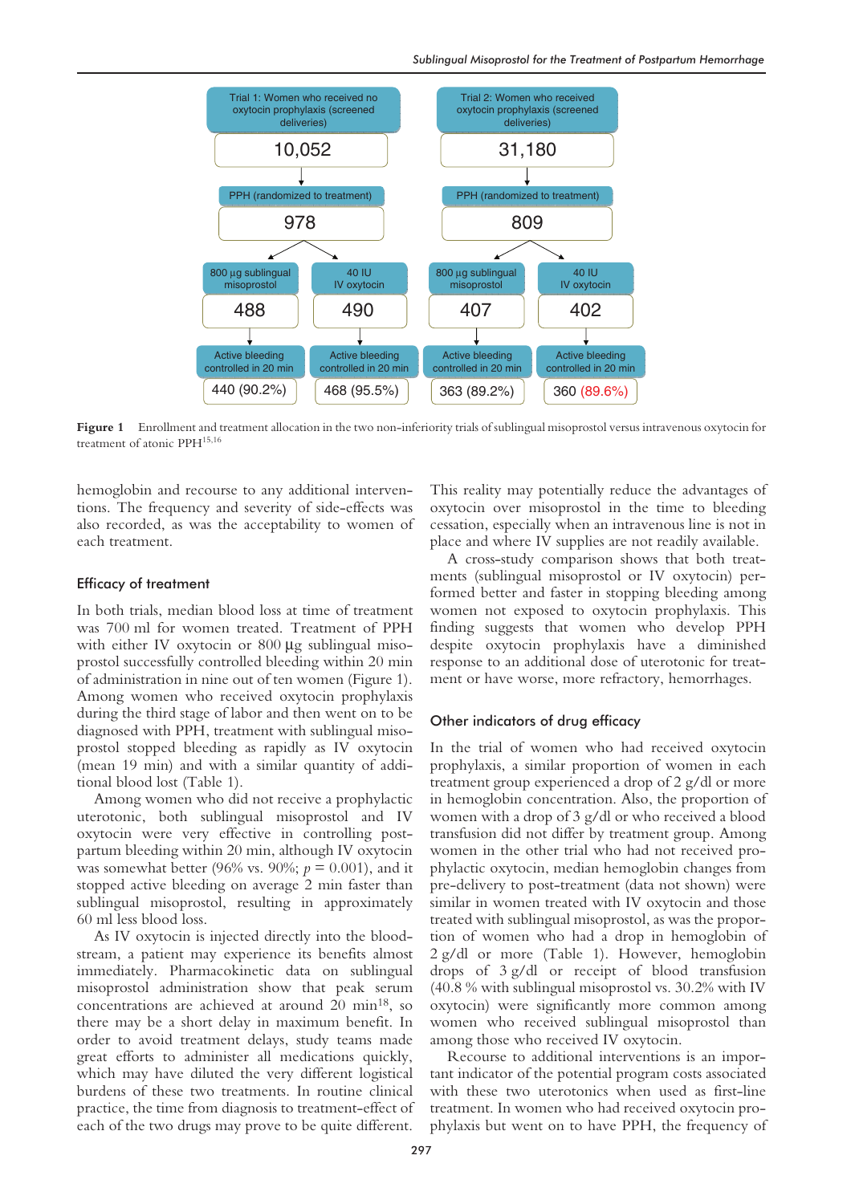Trial 1: Women who received no oxytocin prophylaxis (screened deliveries)

10,052

PPH (randomized to treatment)

978

| 800 μg sublingual misoprostol | 40 IU IV oxytocin |
|---|---|
| 488 | 490 |
| Active bleeding controlled in 20 min | Active bleeding controlled in 20 min |
| 440 (90.2%) | 468 (95.5%) |

Trial 2: Women who received oxytocin prophylaxis (screened deliveries)

31,180

PPH (randomized to treatment)

809

| 800 μg sublingual misoprostol | 40 IU IV oxytocin |
|---|---|
| 407 | 402 |
| Active bleeding controlled in 20 min | Active bleeding controlled in 20 min |
| 363 (89.2%) | 360 (89.6%) |

**Figure 1** Enrollment and treatment allocation in the two non-inferiority trials of sublingual misoprostol versus intravenous oxytocin for treatment of atonic PPH[15,16]

hemoglobin and recourse to any additional interventions. The frequency and severity of side-effects was also recorded, as was the acceptability to women of each treatment.

## Efficacy of treatment

In both trials, median blood loss at time of treatment was 700 ml for women treated. Treatment of PPH with either IV oxytocin or 800 μg sublingual misoprostol successfully controlled bleeding within 20 min of administration in nine out of ten women (Figure 1). Among women who received oxytocin prophylaxis during the third stage of labor and then went on to be diagnosed with PPH, treatment with sublingual misoprostol stopped bleeding as rapidly as IV oxytocin (mean 19 min) and with a similar quantity of additional blood lost (Table 1).

Among women who did not receive a prophylactic uterotonic, both sublingual misoprostol and IV oxytocin were very effective in controlling postpartum bleeding within 20 min, although IV oxytocin was somewhat better (96% vs. 90%; $p = 0.001$), and it stopped active bleeding on average 2 min faster than sublingual misoprostol, resulting in approximately 60 ml less blood loss.

As IV oxytocin is injected directly into the bloodstream, a patient may experience its benefits almost immediately. Pharmacokinetic data on sublingual misoprostol administration show that peak serum concentrations are achieved at around 20 min[18], so there may be a short delay in maximum benefit. In order to avoid treatment delays, study teams made great efforts to administer all medications quickly, which may have diluted the very different logistical burdens of these two treatments. In routine clinical practice, the time from diagnosis to treatment-effect of each of the two drugs may prove to be quite different. This reality may potentially reduce the advantages of oxytocin over misoprostol in the time to bleeding cessation, especially when an intravenous line is not in place and where IV supplies are not readily available.

A cross-study comparison shows that both treatments (sublingual misoprostol or IV oxytocin) performed better and faster in stopping bleeding among women not exposed to oxytocin prophylaxis. This finding suggests that women who develop PPH despite oxytocin prophylaxis have a diminished response to an additional dose of uterotonic for treatment or have worse, more refractory, hemorrhages.

## Other indicators of drug efficacy

In the trial of women who had received oxytocin prophylaxis, a similar proportion of women in each treatment group experienced a drop of 2 g/dl or more in hemoglobin concentration. Also, the proportion of women with a drop of 3 g/dl or who received a blood transfusion did not differ by treatment group. Among women in the other trial who had not received prophylactic oxytocin, median hemoglobin changes from pre-delivery to post-treatment (data not shown) were similar in women treated with IV oxytocin and those treated with sublingual misoprostol, as was the proportion of women who had a drop in hemoglobin of 2 g/dl or more (Table 1). However, hemoglobin drops of 3 g/dl or receipt of blood transfusion (40.8 % with sublingual misoprostol vs. 30.2% with IV oxytocin) were significantly more common among women who received sublingual misoprostol than among those who received IV oxytocin.

Recourse to additional interventions is an important indicator of the potential program costs associated with these two uterotonics when used as first-line treatment. In women who had received oxytocin prophylaxis but went on to have PPH, the frequency of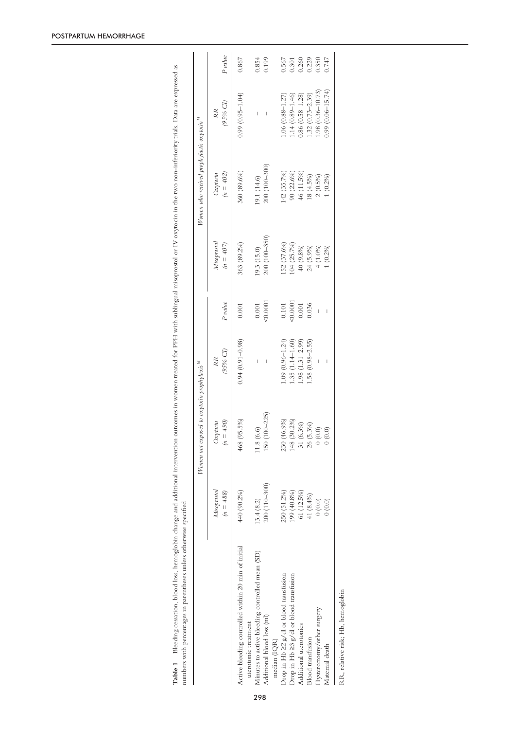**Table 1** Bleeding cessation, blood loss, hemoglobin change and additional intervention outcomes in women treated for PPH with sublingual misoprostol or IV oxytocin in the two non-inferiority trials. Data are expressed as numbers with percentages in parentheses unless otherwise specified

| | Women not exposed to oxytocin prophylaxis[16] | | | | Women who received prophylactic oxytocin[15] | | | |
|---|---|---|---|---|---|---|---|---|
| | *Misoprostol* (*n* = 488) | *Oxytocin* (*n* = 490) | *RR* (*95% CI*) | *P value* | *Misoprostol* (*n* = 407) | *Oxytocin* (*n* = 402) | *RR* (*95% CI*) | *P value* |
| Active bleeding controlled within 20 min of initial uterotonic treatment | 440 (90.2%) | 468 (95.5%) | 0.94 (0.91–0.98) | 0.001 | 363 (89.2%) | 360 (89.6%) | 0.99 (0.95–1.04) | 0.867 |
| Minutes to active bleeding controlled mean (SD) | 13.4 (8.2) | 11.8 (6.6) | – | 0.001 | 19.3 (15.0) | 19.1 (14.6) | – | 0.854 |
| Additional blood loss (ml) median (IQR) | 200 (110–300) | 150 (100–225) | – | <0.0001 | 200 (100–350) | 200 (100–300) | – | 0.199 |
| Drop in Hb ≥2 g/dl or blood transfusion | 250 (51.2%) | 230 (46.9%) | 1.09 (0.96–1.24) | 0.101 | 152 (37.6%) | 142 (35.7%) | 1.06 (0.88–1.27) | 0.567 |
| Drop in Hb ≥3 g/dl or blood transfusion | 199 (40.8%) | 148 (30.2%) | 1.35 (1.14–1.60) | <0.0001 | 104 (25.7%) | 90 (22.6%) | 1.14 (0.89–1.46) | 0.301 |
| Additional uterotonics | 61 (12.5%) | 31 (6.3%) | 1.98 (1.31–2.99) | 0.001 | 40 (9.8%) | 46 (11.5%) | 0.86 (0.58–1.28) | 0.260 |
| Blood transfusion | 41 (8.4%) | 26 (5.3%) | 1.58 (0.98–2.55) | 0.036 | 24 (5.9%) | 18 (4.5%) | 1.32 (0.73–2.39) | 0.229 |
| Hysterectomy/other surgery | 0 (0.0) | 0 (0.0) | – | – | 4 (1.0%) | 2 (0.5%) | 1.98 (0.36–10.73) | 0.350 |
| Maternal death | 0 (0.0) | 0 (0.0) | – | – | 1 (0.2%) | 1 (0.2%) | 0.99 (0.06–15.74) | 0.747 |

RR, relative risk; Hb, hemoglobin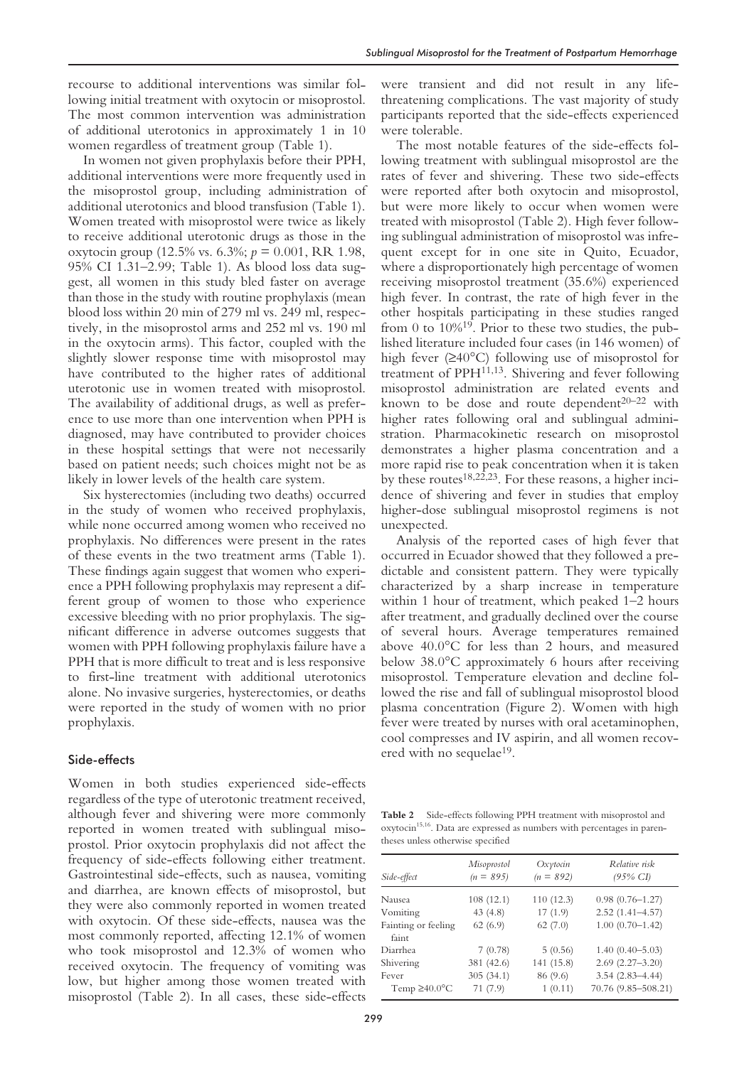recourse to additional interventions was similar following initial treatment with oxytocin or misoprostol. The most common intervention was administration of additional uterotonics in approximately 1 in 10 women regardless of treatment group (Table 1).

In women not given prophylaxis before their PPH, additional interventions were more frequently used in the misoprostol group, including administration of additional uterotonics and blood transfusion (Table 1). Women treated with misoprostol were twice as likely to receive additional uterotonic drugs as those in the oxytocin group (12.5% vs. 6.3%; $p = 0.001$, RR 1.98, 95% CI 1.31–2.99; Table 1). As blood loss data suggest, all women in this study bled faster on average than those in the study with routine prophylaxis (mean blood loss within 20 min of 279 ml vs. 249 ml, respectively, in the misoprostol arms and 252 ml vs. 190 ml in the oxytocin arms). This factor, coupled with the slightly slower response time with misoprostol may have contributed to the higher rates of additional uterotonic use in women treated with misoprostol. The availability of additional drugs, as well as preference to use more than one intervention when PPH is diagnosed, may have contributed to provider choices in these hospital settings that were not necessarily based on patient needs; such choices might not be as likely in lower levels of the health care system.

Six hysterectomies (including two deaths) occurred in the study of women who received prophylaxis, while none occurred among women who received no prophylaxis. No differences were present in the rates of these events in the two treatment arms (Table 1). These findings again suggest that women who experience a PPH following prophylaxis may represent a different group of women to those who experience excessive bleeding with no prior prophylaxis. The significant difference in adverse outcomes suggests that women with PPH following prophylaxis failure have a PPH that is more difficult to treat and is less responsive to first-line treatment with additional uterotonics alone. No invasive surgeries, hysterectomies, or deaths were reported in the study of women with no prior prophylaxis.

### Side-effects

Women in both studies experienced side-effects regardless of the type of uterotonic treatment received, although fever and shivering were more commonly reported in women treated with sublingual misoprostol. Prior oxytocin prophylaxis did not affect the frequency of side-effects following either treatment. Gastrointestinal side-effects, such as nausea, vomiting and diarrhea, are known effects of misoprostol, but they were also commonly reported in women treated with oxytocin. Of these side-effects, nausea was the most commonly reported, affecting 12.1% of women who took misoprostol and 12.3% of women who received oxytocin. The frequency of vomiting was low, but higher among those women treated with misoprostol (Table 2). In all cases, these side-effects were transient and did not result in any life-threatening complications. The vast majority of study participants reported that the side-effects experienced were tolerable.

The most notable features of the side-effects following treatment with sublingual misoprostol are the rates of fever and shivering. These two side-effects were reported after both oxytocin and misoprostol, but were more likely to occur when women were treated with misoprostol (Table 2). High fever following sublingual administration of misoprostol was infrequent except for in one site in Quito, Ecuador, where a disproportionately high percentage of women receiving misoprostol treatment (35.6%) experienced high fever. In contrast, the rate of high fever in the other hospitals participating in these studies ranged from 0 to 10%[19]. Prior to these two studies, the published literature included four cases (in 146 women) of high fever (≥40°C) following use of misoprostol for treatment of PPH[11,13]. Shivering and fever following misoprostol administration are related events and known to be dose and route dependent[20–22] with higher rates following oral and sublingual administration. Pharmacokinetic research on misoprostol demonstrates a higher plasma concentration and a more rapid rise to peak concentration when it is taken by these routes[18,22,23]. For these reasons, a higher incidence of shivering and fever in studies that employ higher-dose sublingual misoprostol regimens is not unexpected.

Analysis of the reported cases of high fever that occurred in Ecuador showed that they followed a predictable and consistent pattern. They were typically characterized by a sharp increase in temperature within 1 hour of treatment, which peaked 1–2 hours after treatment, and gradually declined over the course of several hours. Average temperatures remained above 40.0°C for less than 2 hours, and measured below 38.0°C approximately 6 hours after receiving misoprostol. Temperature elevation and decline followed the rise and fall of sublingual misoprostol blood plasma concentration (Figure 2). Women with high fever were treated by nurses with oral acetaminophen, cool compresses and IV aspirin, and all women recovered with no sequelae[19].

**Table 2** Side-effects following PPH treatment with misoprostol and oxytocin[15,16]. Data are expressed as numbers with percentages in parentheses unless otherwise specified

| *Side-effect* | *Misoprostol (n = 895)* | *Oxytocin (n = 892)* | *Relative risk (95% CI)* |
|---|---|---|---|
| Nausea | 108 (12.1) | 110 (12.3) | 0.98 (0.76–1.27) |
| Vomiting | 43 (4.8) | 17 (1.9) | 2.52 (1.41–4.57) |
| Fainting or feeling faint | 62 (6.9) | 62 (7.0) | 1.00 (0.70–1.42) |
| Diarrhea | 7 (0.78) | 5 (0.56) | 1.40 (0.40–5.03) |
| Shivering | 381 (42.6) | 141 (15.8) | 2.69 (2.27–3.20) |
| Fever | 305 (34.1) | 86 (9.6) | 3.54 (2.83–4.44) |
| Temp ≥40.0°C | 71 (7.9) | 1 (0.11) | 70.76 (9.85–508.21) |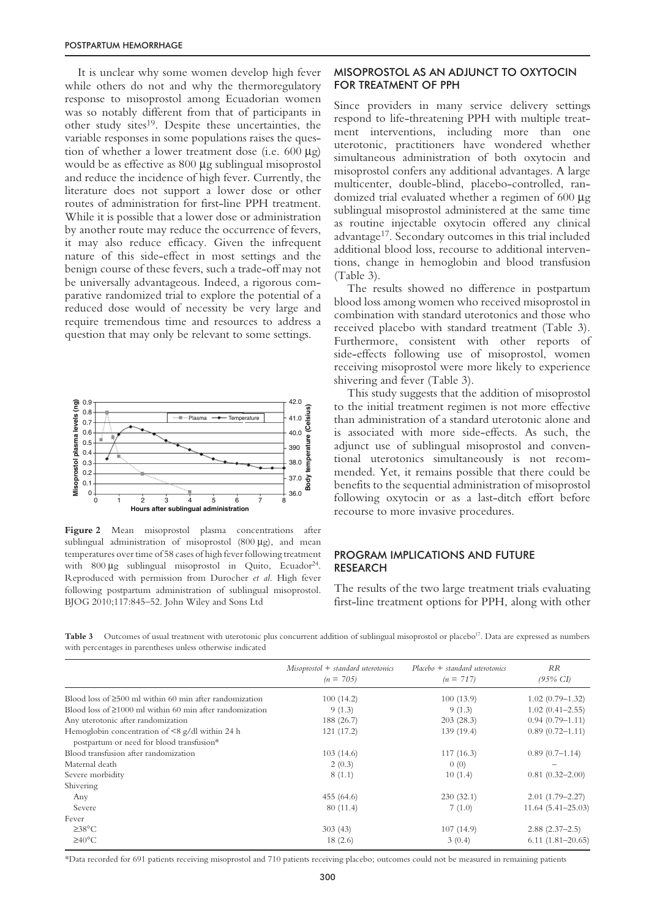It is unclear why some women develop high fever while others do not and why the thermoregulatory response to misoprostol among Ecuadorian women was so notably different from that of participants in other study sites[19]. Despite these uncertainties, the variable responses in some populations raises the question of whether a lower treatment dose (i.e. 600 μg) would be as effective as 800 μg sublingual misoprostol and reduce the incidence of high fever. Currently, the literature does not support a lower dose or other routes of administration for first-line PPH treatment. While it is possible that a lower dose or administration by another route may reduce the occurrence of fevers, it may also reduce efficacy. Given the infrequent nature of this side-effect in most settings and the benign course of these fevers, such a trade-off may not be universally advantageous. Indeed, a rigorous comparative randomized trial to explore the potential of a reduced dose would of necessity be very large and require tremendous time and resources to address a question that may only be relevant to some settings.

**Figure 2** Mean misoprostol plasma concentrations after sublingual administration of misoprostol (800 μg), and mean temperatures over time of 58 cases of high fever following treatment with 800 μg sublingual misoprostol in Quito, Ecuador[24]. Reproduced with permission from Durocher *et al*. High fever following postpartum administration of sublingual misoprostol. BJOG 2010;117:845–52. John Wiley and Sons Ltd

## MISOPROSTOL AS AN ADJUNCT TO OXYTOCIN FOR TREATMENT OF PPH

Since providers in many service delivery settings respond to life-threatening PPH with multiple treatment interventions, including more than one uterotonic, practitioners have wondered whether simultaneous administration of both oxytocin and misoprostol confers any additional advantages. A large multicenter, double-blind, placebo-controlled, randomized trial evaluated whether a regimen of 600 μg sublingual misoprostol administered at the same time as routine injectable oxytocin offered any clinical advantage[17]. Secondary outcomes in this trial included additional blood loss, recourse to additional interventions, change in hemoglobin and blood transfusion (Table 3).

The results showed no difference in postpartum blood loss among women who received misoprostol in combination with standard uterotonics and those who received placebo with standard treatment (Table 3). Furthermore, consistent with other reports of side-effects following use of misoprostol, women receiving misoprostol were more likely to experience shivering and fever (Table 3).

This study suggests that the addition of misoprostol to the initial treatment regimen is not more effective than administration of a standard uterotonic alone and is associated with more side-effects. As such, the adjunct use of sublingual misoprostol and conventional uterotonics simultaneously is not recommended. Yet, it remains possible that there could be benefits to the sequential administration of misoprostol following oxytocin or as a last-ditch effort before recourse to more invasive procedures.

## PROGRAM IMPLICATIONS AND FUTURE RESEARCH

The results of the two large treatment trials evaluating first-line treatment options for PPH, along with other

**Table 3** Outcomes of usual treatment with uterotonic plus concurrent addition of sublingual misoprostol or placebo[17]. Data are expressed as numbers with percentages in parentheses unless otherwise indicated

| | *Misoprostol + standard uterotonics (n = 705)* | *Placebo + standard uterotonics (n = 717)* | *RR (95% CI)* |
|---|---|---|---|
| Blood loss of ≥500 ml within 60 min after randomization | 100 (14.2) | 100 (13.9) | 1.02 (0.79–1.32) |
| Blood loss of ≥1000 ml within 60 min after randomization | 9 (1.3) | 9 (1.3) | 1.02 (0.41–2.55) |
| Any uterotonic after randomization | 188 (26.7) | 203 (28.3) | 0.94 (0.79–1.11) |
| Hemoglobin concentration of <8 g/dl within 24 h postpartum or need for blood transfusion* | 121 (17.2) | 139 (19.4) | 0.89 (0.72–1.11) |
| Blood transfusion after randomization | 103 (14.6) | 117 (16.3) | 0.89 (0.7–1.14) |
| Maternal death | 2 (0.3) | 0 (0) | – |
| Severe morbidity | 8 (1.1) | 10 (1.4) | 0.81 (0.32–2.00) |
| Shivering | | | |
| Any | 455 (64.6) | 230 (32.1) | 2.01 (1.79–2.27) |
| Severe | 80 (11.4) | 7 (1.0) | 11.64 (5.41–25.03) |
| Fever | | | |
| ≥38°C | 303 (43) | 107 (14.9) | 2.88 (2.37–2.5) |
| ≥40°C | 18 (2.6) | 3 (0.4) | 6.11 (1.81–20.65) |

*Data recorded for 691 patients receiving misoprostol and 710 patients receiving placebo; outcomes could not be measured in remaining patients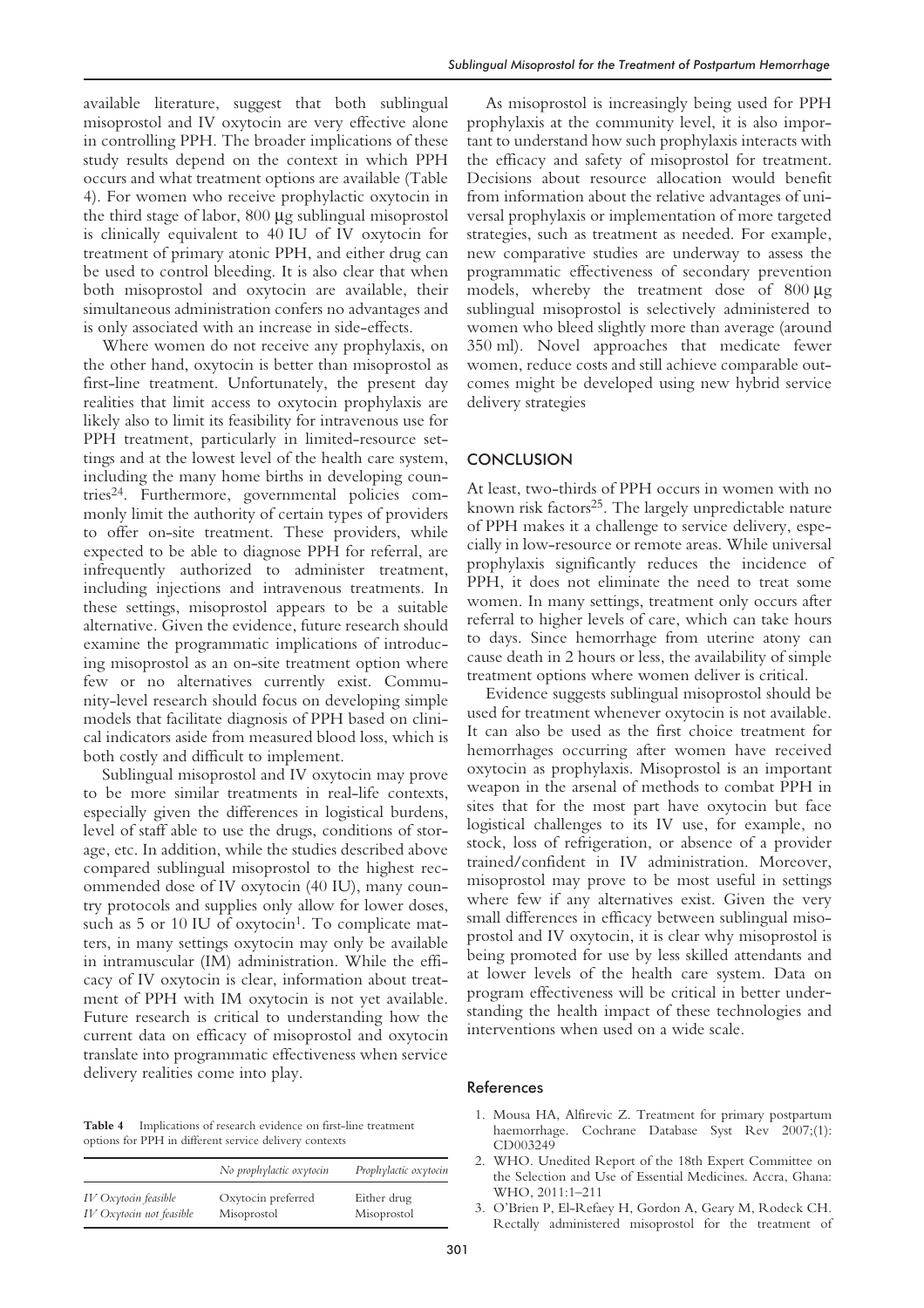available literature, suggest that both sublingual misoprostol and IV oxytocin are very effective alone in controlling PPH. The broader implications of these study results depend on the context in which PPH occurs and what treatment options are available (Table 4). For women who receive prophylactic oxytocin in the third stage of labor, 800 μg sublingual misoprostol is clinically equivalent to 40 IU of IV oxytocin for treatment of primary atonic PPH, and either drug can be used to control bleeding. It is also clear that when both misoprostol and oxytocin are available, their simultaneous administration confers no advantages and is only associated with an increase in side-effects.

Where women do not receive any prophylaxis, on the other hand, oxytocin is better than misoprostol as first-line treatment. Unfortunately, the present day realities that limit access to oxytocin prophylaxis are likely also to limit its feasibility for intravenous use for PPH treatment, particularly in limited-resource settings and at the lowest level of the health care system, including the many home births in developing countries[24]. Furthermore, governmental policies commonly limit the authority of certain types of providers to offer on-site treatment. These providers, while expected to be able to diagnose PPH for referral, are infrequently authorized to administer treatment, including injections and intravenous treatments. In these settings, misoprostol appears to be a suitable alternative. Given the evidence, future research should examine the programmatic implications of introducing misoprostol as an on-site treatment option where few or no alternatives currently exist. Community-level research should focus on developing simple models that facilitate diagnosis of PPH based on clinical indicators aside from measured blood loss, which is both costly and difficult to implement.

Sublingual misoprostol and IV oxytocin may prove to be more similar treatments in real-life contexts, especially given the differences in logistical burdens, level of staff able to use the drugs, conditions of storage, etc. In addition, while the studies described above compared sublingual misoprostol to the highest recommended dose of IV oxytocin (40 IU), many country protocols and supplies only allow for lower doses, such as 5 or 10 IU of oxytocin[1]. To complicate matters, in many settings oxytocin may only be available in intramuscular (IM) administration. While the efficacy of IV oxytocin is clear, information about treatment of PPH with IM oxytocin is not yet available. Future research is critical to understanding how the current data on efficacy of misoprostol and oxytocin translate into programmatic effectiveness when service delivery realities come into play.

**Table 4** Implications of research evidence on first-line treatment options for PPH in different service delivery contexts

| | *No prophylactic oxytocin* | *Prophylactic oxytocin* |
|---|---|---|
| *IV Oxytocin feasible* | Oxytocin preferred | Either drug |
| *IV Oxytocin not feasible* | Misoprostol | Misoprostol |

As misoprostol is increasingly being used for PPH prophylaxis at the community level, it is also important to understand how such prophylaxis interacts with the efficacy and safety of misoprostol for treatment. Decisions about resource allocation would benefit from information about the relative advantages of universal prophylaxis or implementation of more targeted strategies, such as treatment as needed. For example, new comparative studies are underway to assess the programmatic effectiveness of secondary prevention models, whereby the treatment dose of 800 μg sublingual misoprostol is selectively administered to women who bleed slightly more than average (around 350 ml). Novel approaches that medicate fewer women, reduce costs and still achieve comparable outcomes might be developed using new hybrid service delivery strategies

## CONCLUSION

At least, two-thirds of PPH occurs in women with no known risk factors[25]. The largely unpredictable nature of PPH makes it a challenge to service delivery, especially in low-resource or remote areas. While universal prophylaxis significantly reduces the incidence of PPH, it does not eliminate the need to treat some women. In many settings, treatment only occurs after referral to higher levels of care, which can take hours to days. Since hemorrhage from uterine atony can cause death in 2 hours or less, the availability of simple treatment options where women deliver is critical.

Evidence suggests sublingual misoprostol should be used for treatment whenever oxytocin is not available. It can also be used as the first choice treatment for hemorrhages occurring after women have received oxytocin as prophylaxis. Misoprostol is an important weapon in the arsenal of methods to combat PPH in sites that for the most part have oxytocin but face logistical challenges to its IV use, for example, no stock, loss of refrigeration, or absence of a provider trained/confident in IV administration. Moreover, misoprostol may prove to be most useful in settings where few if any alternatives exist. Given the very small differences in efficacy between sublingual misoprostol and IV oxytocin, it is clear why misoprostol is being promoted for use by less skilled attendants and at lower levels of the health care system. Data on program effectiveness will be critical in better understanding the health impact of these technologies and interventions when used on a wide scale.

## References

1. Mousa HA, Alfirevic Z. Treatment for primary postpartum haemorrhage. Cochrane Database Syst Rev 2007;(1): CD003249
2. WHO. Unedited Report of the 18th Expert Committee on the Selection and Use of Essential Medicines. Accra, Ghana: WHO, 2011:1–211
3. O'Brien P, El-Refaey H, Gordon A, Geary M, Rodeck CH. Rectally administered misoprostol for the treatment of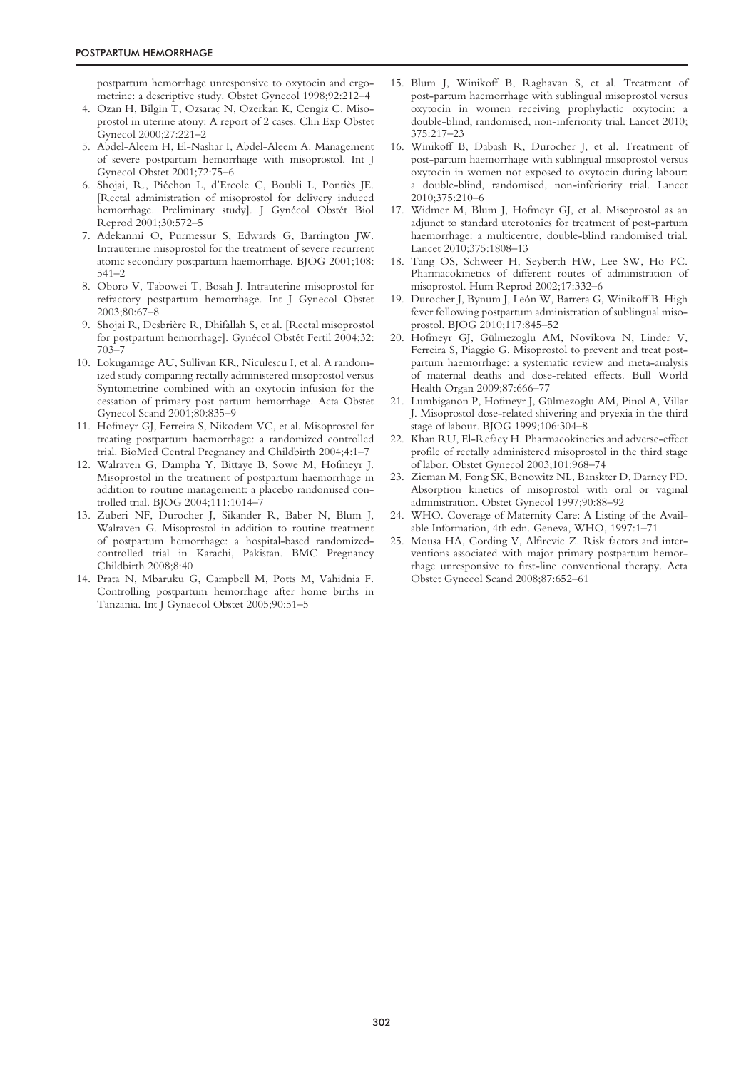postpartum hemorrhage unresponsive to oxytocin and ergometrine: a descriptive study. Obstet Gynecol 1998;92:212–4

4. Ozan H, Bilgin T, Ozsaraç N, Ozerkan K, Cengiz C. Misoprostol in uterine atony: A report of 2 cases. Clin Exp Obstet Gynecol 2000;27:221–2
5. Abdel-Aleem H, El-Nashar I, Abdel-Aleem A. Management of severe postpartum hemorrhage with misoprostol. Int J Gynecol Obstet 2001;72:75–6
6. Shojai, R., Piéchon L, d'Ercole C, Boubli L, Pontiès JE. [Rectal administration of misoprostol for delivery induced hemorrhage. Preliminary study]. J Gynécol Obstét Biol Reprod 2001;30:572–5
7. Adekanmi O, Purmessur S, Edwards G, Barrington JW. Intrauterine misoprostol for the treatment of severe recurrent atonic secondary postpartum haemorrhage. BJOG 2001;108: 541–2
8. Oboro V, Tabowei T, Bosah J. Intrauterine misoprostol for refractory postpartum hemorrhage. Int J Gynecol Obstet 2003;80:67–8
9. Shojai R, Desbrière R, Dhifallah S, et al. [Rectal misoprostol for postpartum hemorrhage]. Gynécol Obstét Fertil 2004;32: 703–7
10. Lokugamage AU, Sullivan KR, Niculescu I, et al. A randomized study comparing rectally administered misoprostol versus Syntometrine combined with an oxytocin infusion for the cessation of primary post partum hemorrhage. Acta Obstet Gynecol Scand 2001;80:835–9
11. Hofmeyr GJ, Ferreira S, Nikodem VC, et al. Misoprostol for treating postpartum haemorrhage: a randomized controlled trial. BioMed Central Pregnancy and Childbirth 2004;4:1–7
12. Walraven G, Dampha Y, Bittaye B, Sowe M, Hofmeyr J. Misoprostol in the treatment of postpartum haemorrhage in addition to routine management: a placebo randomised controlled trial. BJOG 2004;111:1014–7
13. Zuberi NF, Durocher J, Sikander R, Baber N, Blum J, Walraven G. Misoprostol in addition to routine treatment of postpartum hemorrhage: a hospital-based randomized-controlled trial in Karachi, Pakistan. BMC Pregnancy Childbirth 2008;8:40
14. Prata N, Mbaruku G, Campbell M, Potts M, Vahidnia F. Controlling postpartum hemorrhage after home births in Tanzania. Int J Gynaecol Obstet 2005;90:51–5
15. Blum J, Winikoff B, Raghavan S, et al. Treatment of post-partum haemorrhage with sublingual misoprostol versus oxytocin in women receiving prophylactic oxytocin: a double-blind, randomised, non-inferiority trial. Lancet 2010; 375:217–23
16. Winikoff B, Dabash R, Durocher J, et al. Treatment of post-partum haemorrhage with sublingual misoprostol versus oxytocin in women not exposed to oxytocin during labour: a double-blind, randomised, non-inferiority trial. Lancet 2010;375:210–6
17. Widmer M, Blum J, Hofmeyr GJ, et al. Misoprostol as an adjunct to standard uterotonics for treatment of post-partum haemorrhage: a multicentre, double-blind randomised trial. Lancet 2010;375:1808–13
18. Tang OS, Schweer H, Seyberth HW, Lee SW, Ho PC. Pharmacokinetics of different routes of administration of misoprostol. Hum Reprod 2002;17:332–6
19. Durocher J, Bynum J, León W, Barrera G, Winikoff B. High fever following postpartum administration of sublingual misoprostol. BJOG 2010;117:845–52
20. Hofmeyr GJ, Gülmezoglu AM, Novikova N, Linder V, Ferreira S, Piaggio G. Misoprostol to prevent and treat postpartum haemorrhage: a systematic review and meta-analysis of maternal deaths and dose-related effects. Bull World Health Organ 2009;87:666–77
21. Lumbiganon P, Hofmeyr J, Gülmezoglu AM, Pinol A, Villar J. Misoprostol dose-related shivering and pryexia in the third stage of labour. BJOG 1999;106:304–8
22. Khan RU, El-Refaey H. Pharmacokinetics and adverse-effect profile of rectally administered misoprostol in the third stage of labor. Obstet Gynecol 2003;101:968–74
23. Zieman M, Fong SK, Benowitz NL, Banskter D, Darney PD. Absorption kinetics of misoprostol with oral or vaginal administration. Obstet Gynecol 1997;90:88–92
24. WHO. Coverage of Maternity Care: A Listing of the Available Information, 4th edn. Geneva, WHO, 1997:1–71
25. Mousa HA, Cording V, Alfirevic Z. Risk factors and interventions associated with major primary postpartum hemorrhage unresponsive to first-line conventional therapy. Acta Obstet Gynecol Scand 2008;87:652–61